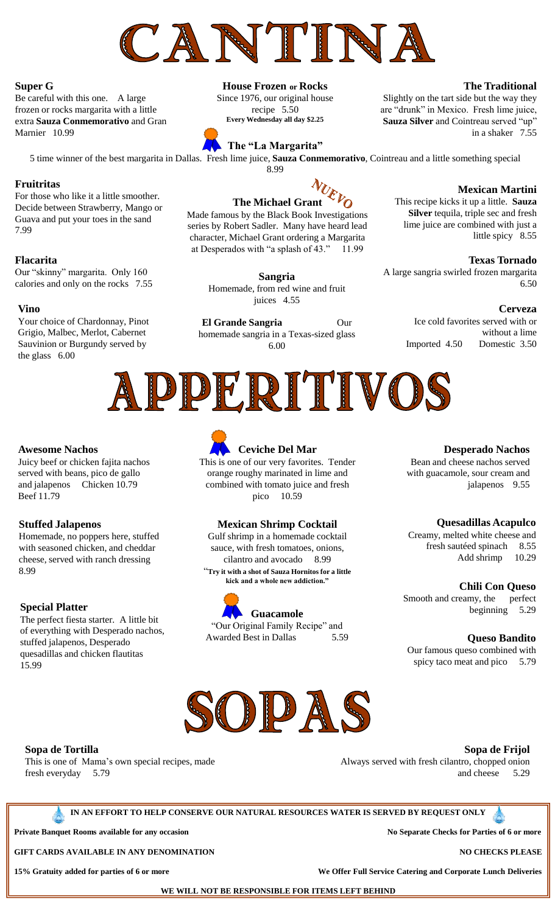# CANTINA

### Super G
Be careful with this one. A large frozen or rocks margarita with a little extra **Sauza Conmemorativo** and Gran Marnier 10.99

### House Frozen or Rocks
Since 1976, our original house recipe 5.50
**Every Wednesday all day $2.25**

### The Traditional
Slightly on the tart side but the way they are "drunk" in Mexico. Fresh lime juice, **Sauza Silver** and Cointreau served "up" in a shaker 7.55

### The "La Margarita"
5 time winner of the best margarita in Dallas. Fresh lime juice, **Sauza Conmemorativo**, Cointreau and a little something special 8.99

### Fruitritas
For those who like it a little smoother. Decide between Strawberry, Mango or Guava and put your toes in the sand 7.99

### The Michael Grant
NUEVO

Made famous by the Black Book Investigations series by Robert Sadler. Many have heard lead character, Michael Grant ordering a Margarita at Desperados with "a splash of 43." 11.99

### Mexican Martini
This recipe kicks it up a little. **Sauza Silver** tequila, triple sec and fresh lime juice are combined with just a little spicy 8.55

### Flacarita
Our "skinny" margarita. Only 160 calories and only on the rocks 7.55

### Sangria
Homemade, from red wine and fruit juices 4.55

### Texas Tornado
A large sangria swirled frozen margarita 6.50

### Vino
Your choice of Chardonnay, Pinot Grigio, Malbec, Merlot, Cabernet Sauvinion or Burgundy served by the glass 6.00

### El Grande Sangria
Our homemade sangria in a Texas-sized glass 6.00

### Cerveza
Ice cold favorites served with or without a lime
Imported 4.50 Domestic 3.50

# APPERITIVOS

### Awesome Nachos
Juicy beef or chicken fajita nachos served with beans, pico de gallo and jalapenos Chicken 10.79 Beef 11.79

### Ceviche Del Mar
This is one of our very favorites. Tender orange roughy marinated in lime and combined with tomato juice and fresh pico 10.59

### Desperado Nachos
Bean and cheese nachos served with guacamole, sour cream and jalapenos 9.55

### Stuffed Jalapenos
Homemade, no poppers here, stuffed with seasoned chicken, and cheddar cheese, served with ranch dressing 8.99

### Mexican Shrimp Cocktail
Gulf shrimp in a homemade cocktail sauce, with fresh tomatoes, onions, cilantro and avocado 8.99
"**Try it with a shot of Sauza Hornitos for a little kick and a whole new addiction."**

### Quesadillas Acapulco
Creamy, melted white cheese and fresh sautéed spinach 8.55
Add shrimp 10.29

### Chili Con Queso
Smooth and creamy, the perfect beginning 5.29

### Special Platter
The perfect fiesta starter. A little bit of everything with Desperado nachos, stuffed jalapenos, Desperado quesadillas and chicken flautitas 15.99

### Guacamole
"Our Original Family Recipe" and Awarded Best in Dallas 5.59

### Queso Bandito
Our famous queso combined with spicy taco meat and pico 5.79

# SOPAS

### Sopa de Tortilla
This is one of Mama's own special recipes, made fresh everyday 5.79

### Sopa de Frijol
Always served with fresh cilantro, chopped onion and cheese 5.29

---

**IN AN EFFORT TO HELP CONSERVE OUR NATURAL RESOURCES WATER IS SERVED BY REQUEST ONLY**

**Private Banquet Rooms available for any occasion**

**No Separate Checks for Parties of 6 or more**

**GIFT CARDS AVAILABLE IN ANY DENOMINATION**

**NO CHECKS PLEASE**

**15% Gratuity added for parties of 6 or more**

**We Offer Full Service Catering and Corporate Lunch Deliveries**

**WE WILL NOT BE RESPONSIBLE FOR ITEMS LEFT BEHIND**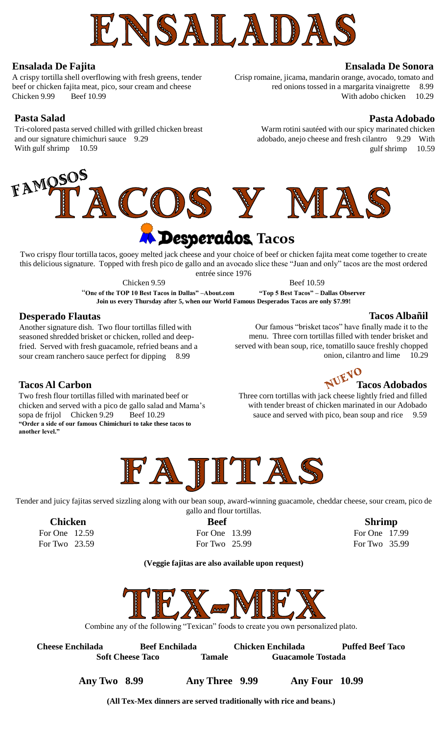# ENSALADAS

### Ensalada De Fajita

A crispy tortilla shell overflowing with fresh greens, tender beef or chicken fajita meat, pico, sour cream and cheese
Chicken 9.99    Beef 10.99

### Ensalada De Sonora

Crisp romaine, jicama, mandarin orange, avocado, tomato and red onions tossed in a margarita vinaigrette 8.99
With adobo chicken 10.29

### Pasta Salad

Tri-colored pasta served chilled with grilled chicken breast and our signature chimichuri sauce 9.29
With gulf shrimp 10.59

### Pasta Adobado

Warm rotini sautéed with our spicy marinated chicken adobado, anejo cheese and fresh cilantro 9.29 With gulf shrimp 10.59

# FAMOSOS TACOS Y MAS

## Desperados Tacos

Two crispy flour tortilla tacos, gooey melted jack cheese and your choice of beef or chicken fajita meat come together to create this delicious signature. Topped with fresh pico de gallo and an avocado slice these "Juan and only" tacos are the most ordered entrée since 1976

Chicken 9.59    Beef 10.59

**"One of the TOP 10 Best Tacos in Dallas" –About.com    "Top 5 Best Tacos" – Dallas Observer**

**Join us every Thursday after 5, when our World Famous Desperados Tacos are only $7.99!**

### Desperado Flautas

Another signature dish. Two flour tortillas filled with seasoned shredded brisket or chicken, rolled and deep-fried. Served with fresh guacamole, refried beans and a sour cream ranchero sauce perfect for dipping 8.99

### Tacos Albañil

Our famous "brisket tacos" have finally made it to the menu. Three corn tortillas filled with tender brisket and served with bean soup, rice, tomatillo sauce freshly chopped onion, cilantro and lime 10.29

### Tacos Al Carbon

Two fresh flour tortillas filled with marinated beef or chicken and served with a pico de gallo salad and Mama's sopa de frijol Chicken 9.29 Beef 10.29

**"Order a side of our famous Chimichuri to take these tacos to another level."**

### NUEVO Tacos Adobados

Three corn tortillas with jack cheese lightly fried and filled with tender breast of chicken marinated in our Adobado sauce and served with pico, bean soup and rice 9.59

# FAJITAS

Tender and juicy fajitas served sizzling along with our bean soup, award-winning guacamole, cheddar cheese, sour cream, pico de gallo and flour tortillas.

| Chicken | Beef | Shrimp |
|---|---|---|
| For One 12.59 | For One 13.99 | For One 17.99 |
| For Two 23.59 | For Two 25.99 | For Two 35.99 |

**(Veggie fajitas are also available upon request)**

# TEX-MEX

Combine any of the following "Texican" foods to create you own personalized plato.

**Cheese Enchilada    Beef Enchilada    Chicken Enchilada    Puffed Beef Taco**
**Soft Cheese Taco    Tamale    Guacamole Tostada**

**Any Two 8.99    Any Three 9.99    Any Four 10.99**

**(All Tex-Mex dinners are served traditionally with rice and beans.)**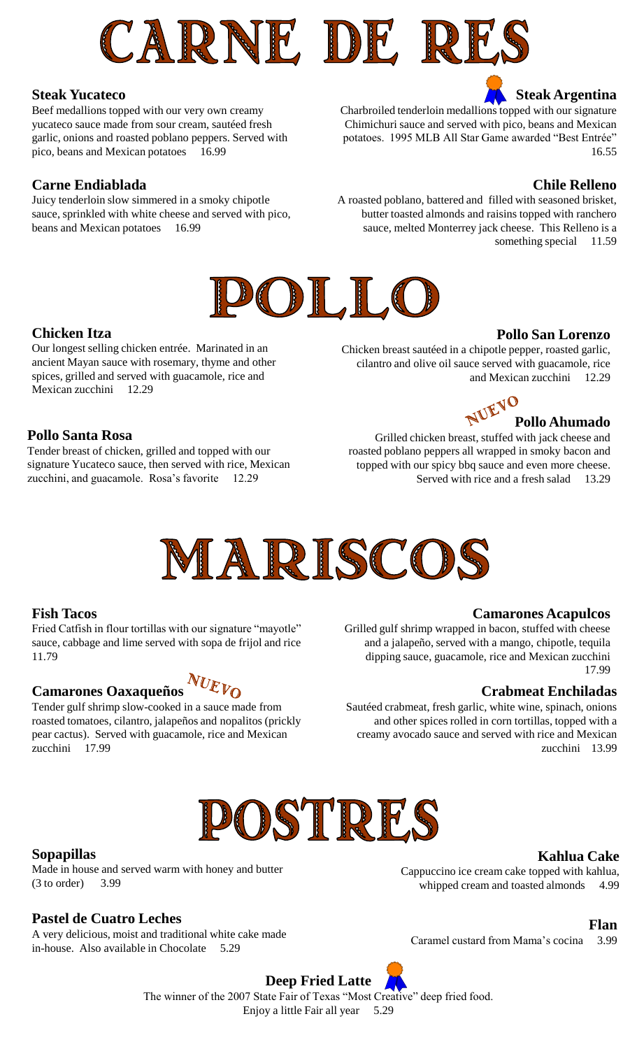# CARNE DE RES

### Steak Yucateco

Beef medallions topped with our very own creamy yucateco sauce made from sour cream, sautéed fresh garlic, onions and roasted poblano peppers. Served with pico, beans and Mexican potatoes 16.99

### Carne Endiablada

Juicy tenderloin slow simmered in a smoky chipotle sauce, sprinkled with white cheese and served with pico, beans and Mexican potatoes 16.99

### Steak Argentina

Charbroiled tenderloin medallions topped with our signature Chimichuri sauce and served with pico, beans and Mexican potatoes. 1995 MLB All Star Game awarded "Best Entrée" 16.55

### Chile Relleno

A roasted poblano, battered and filled with seasoned brisket, butter toasted almonds and raisins topped with ranchero sauce, melted Monterrey jack cheese. This Relleno is a something special 11.59

# POLLO

### Chicken Itza

Our longest selling chicken entrée. Marinated in an ancient Mayan sauce with rosemary, thyme and other spices, grilled and served with guacamole, rice and Mexican zucchini 12.29

### Pollo Santa Rosa

Tender breast of chicken, grilled and topped with our signature Yucateco sauce, then served with rice, Mexican zucchini, and guacamole. Rosa's favorite 12.29

### Pollo San Lorenzo

Chicken breast sautéed in a chipotle pepper, roasted garlic, cilantro and olive oil sauce served with guacamole, rice and Mexican zucchini 12.29

### Pollo Ahumado (NUEVO)

Grilled chicken breast, stuffed with jack cheese and roasted poblano peppers all wrapped in smoky bacon and topped with our spicy bbq sauce and even more cheese. Served with rice and a fresh salad 13.29

# MARISCOS

### Fish Tacos

Fried Catfish in flour tortillas with our signature "mayotle" sauce, cabbage and lime served with sopa de frijol and rice 11.79

### Camarones Oaxaqueños (NUEVO)

Tender gulf shrimp slow-cooked in a sauce made from roasted tomatoes, cilantro, jalapeños and nopalitos (prickly pear cactus). Served with guacamole, rice and Mexican zucchini 17.99

### Camarones Acapulcos

Grilled gulf shrimp wrapped in bacon, stuffed with cheese and a jalapeño, served with a mango, chipotle, tequila dipping sauce, guacamole, rice and Mexican zucchini 17.99

### Crabmeat Enchiladas

Sautéed crabmeat, fresh garlic, white wine, spinach, onions and other spices rolled in corn tortillas, topped with a creamy avocado sauce and served with rice and Mexican zucchini 13.99

# POSTRES

### Sopapillas

Made in house and served warm with honey and butter (3 to order) 3.99

### Pastel de Cuatro Leches

A very delicious, moist and traditional white cake made in-house. Also available in Chocolate 5.29

### Kahlua Cake

Cappuccino ice cream cake topped with kahlua, whipped cream and toasted almonds 4.99

### Flan

Caramel custard from Mama's cocina 3.99

### Deep Fried Latte

The winner of the 2007 State Fair of Texas "Most Creative" deep fried food. Enjoy a little Fair all year 5.29